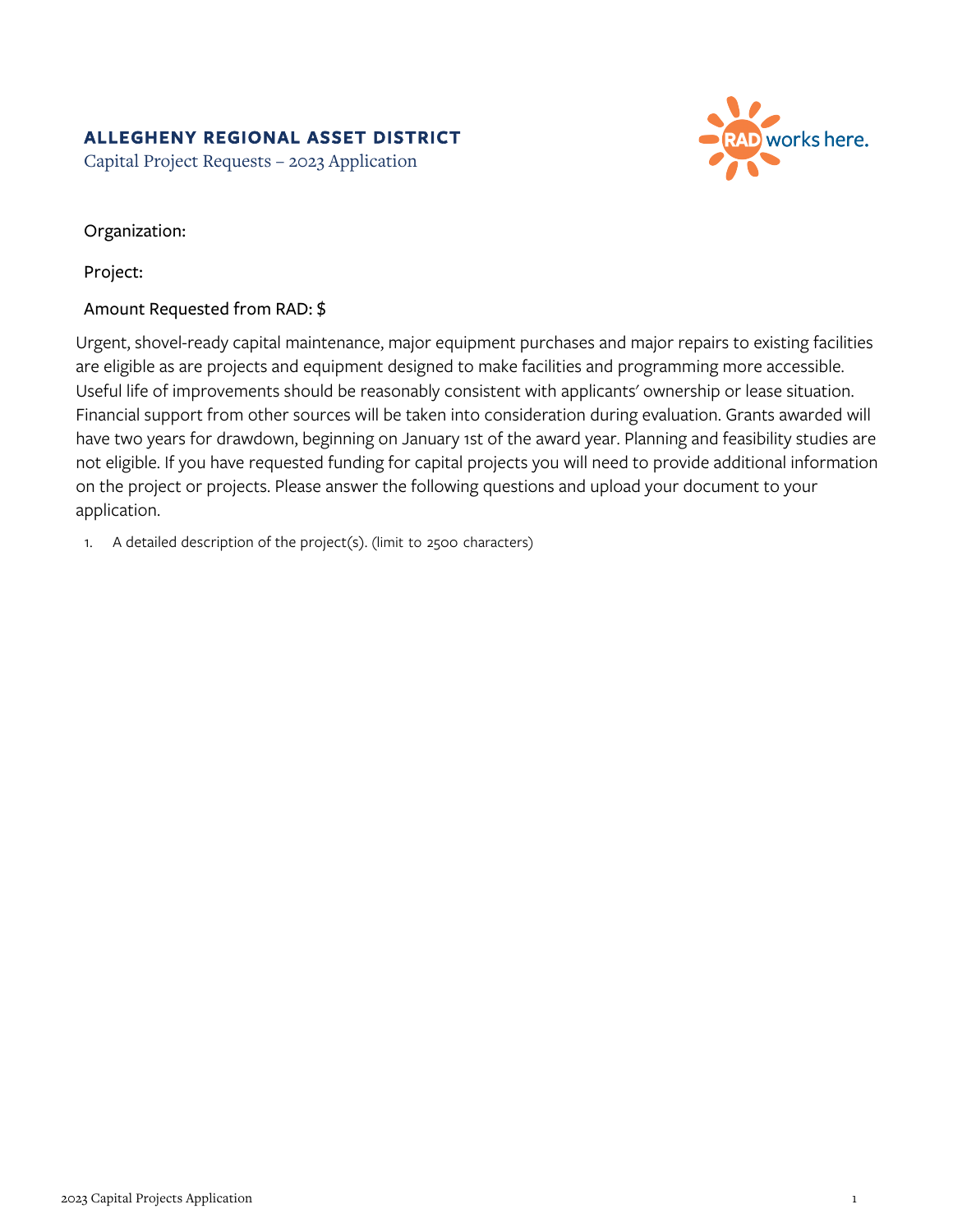## ALLEGHENY REGIONAL ASSET DISTRICT

Capital Project Requests – 2023 Application

Organization:

Project:

Amount Requested from RAD: $

Urgent, shovel-ready capital maintenance, major equipment purchases and major repairs to existing facilities are eligible as are projects and equipment designed to make facilities and programming more accessible. Useful life of improvements should be reasonably consistent with applicants' ownership or lease situation. Financial support from other sources will be taken into consideration during evaluation. Grants awarded will have two years for drawdown, beginning on January 1st of the award year. Planning and feasibility studies are not eligible. If you have requested funding for capital projects you will need to provide additional information on the project or projects. Please answer the following questions and upload your document to your application.

1. A detailed description of the project(s). (limit to 2500 characters)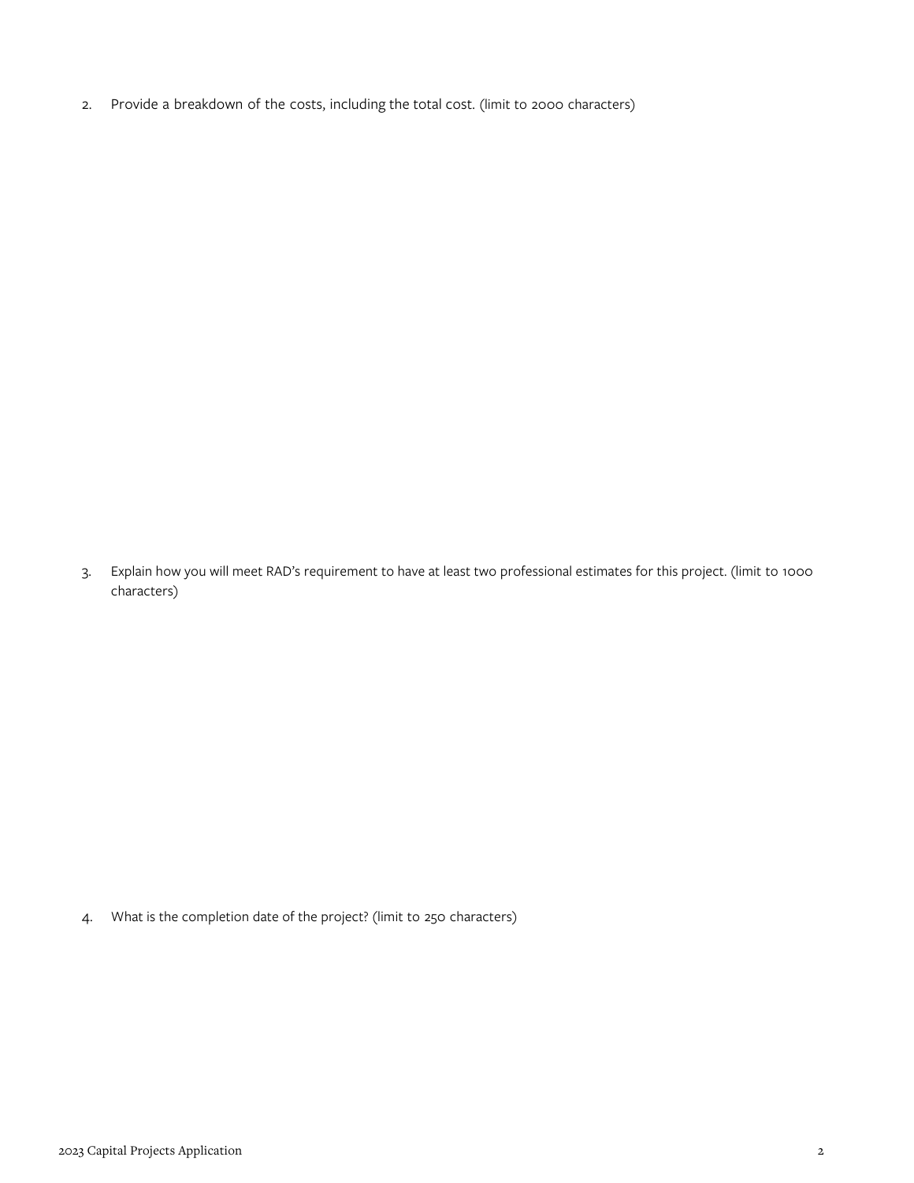2. Provide a breakdown of the costs, including the total cost. (limit to 2000 characters)

3. Explain how you will meet RAD's requirement to have at least two professional estimates for this project. (limit to 1000 characters)

4. What is the completion date of the project? (limit to 250 characters)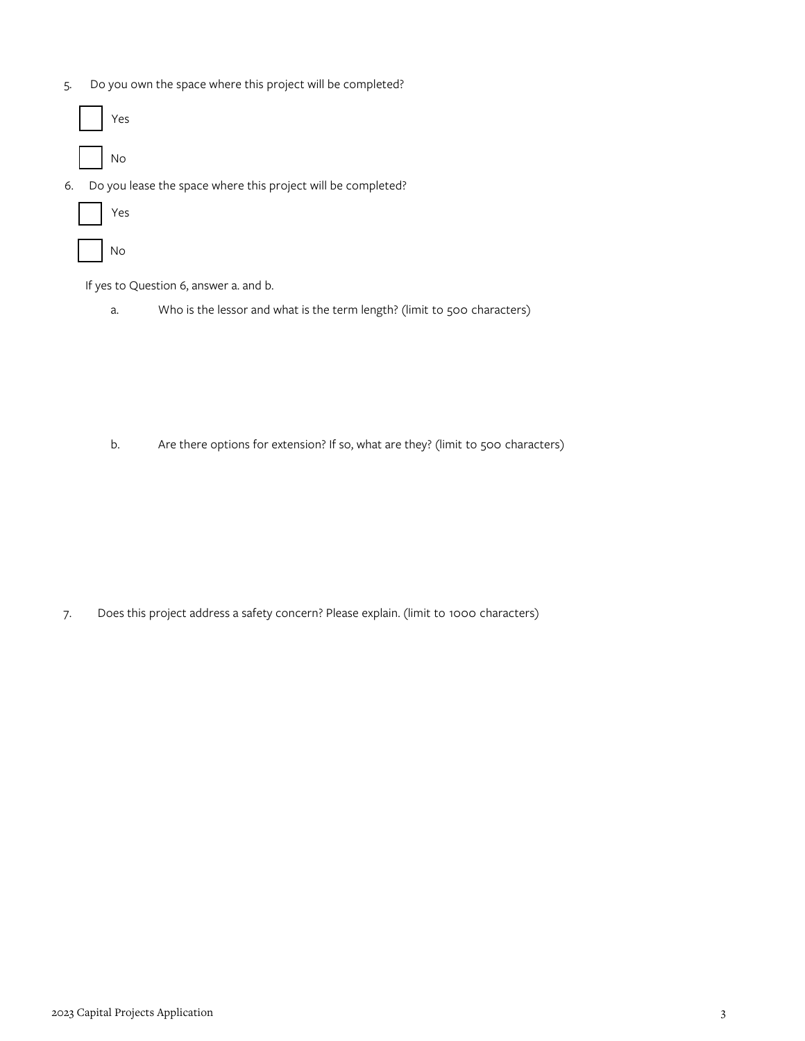5. Do you own the space where this project will be completed?

☐ Yes

☐ No

6. Do you lease the space where this project will be completed?

☐ Yes

☐ No

If yes to Question 6, answer a. and b.

a. Who is the lessor and what is the term length? (limit to 500 characters)

b. Are there options for extension? If so, what are they? (limit to 500 characters)

7. Does this project address a safety concern? Please explain. (limit to 1000 characters)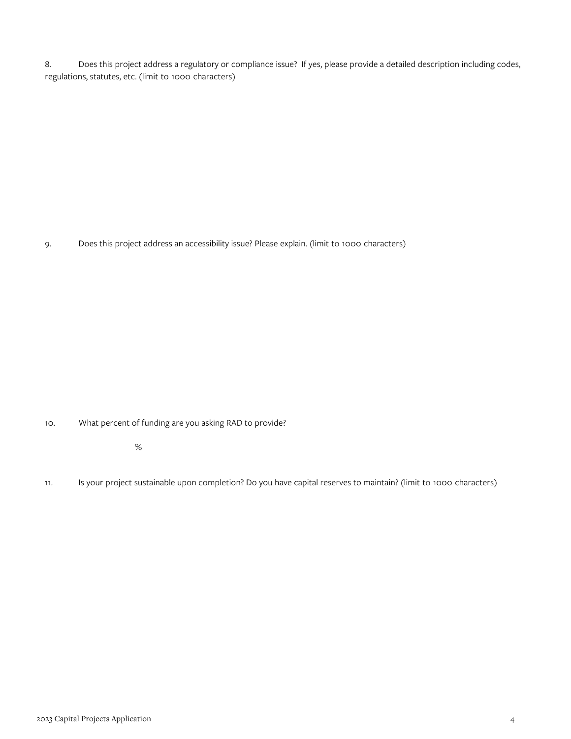8. Does this project address a regulatory or compliance issue? If yes, please provide a detailed description including codes, regulations, statutes, etc. (limit to 1000 characters)

9. Does this project address an accessibility issue? Please explain. (limit to 1000 characters)

10. What percent of funding are you asking RAD to provide?

%

11. Is your project sustainable upon completion? Do you have capital reserves to maintain? (limit to 1000 characters)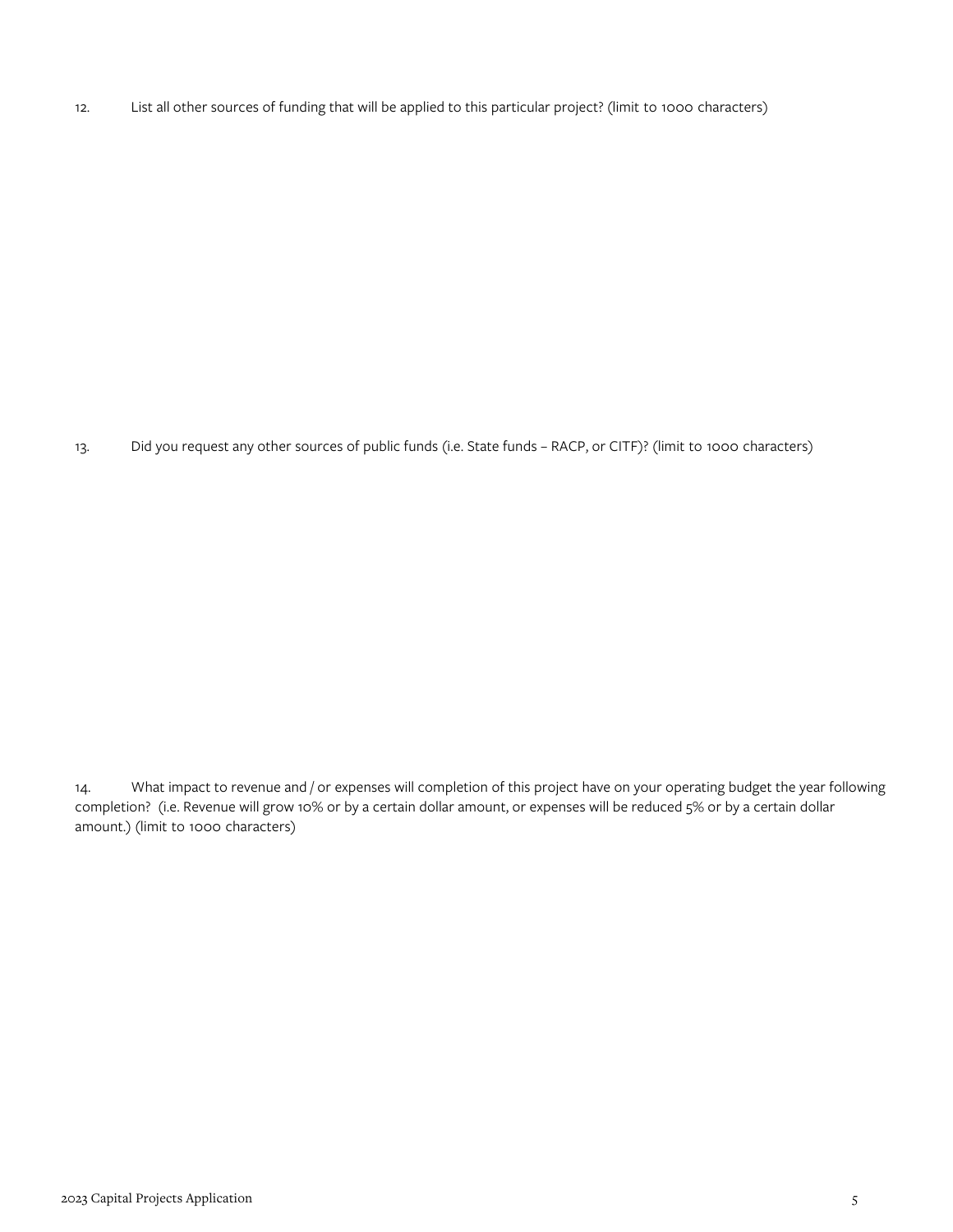12. List all other sources of funding that will be applied to this particular project? (limit to 1000 characters)

13. Did you request any other sources of public funds (i.e. State funds – RACP, or CITF)? (limit to 1000 characters)

14. What impact to revenue and / or expenses will completion of this project have on your operating budget the year following completion? (i.e. Revenue will grow 10% or by a certain dollar amount, or expenses will be reduced 5% or by a certain dollar amount.) (limit to 1000 characters)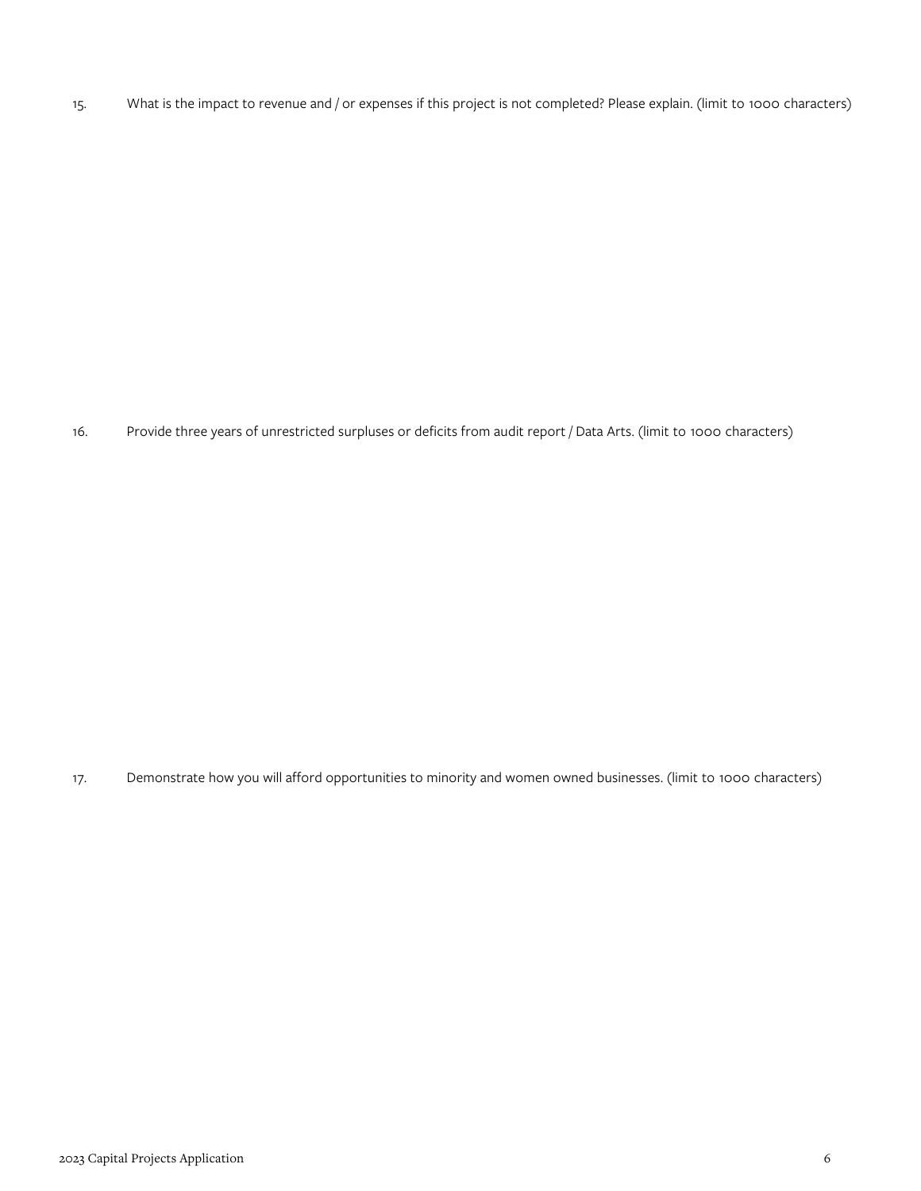15. What is the impact to revenue and / or expenses if this project is not completed? Please explain. (limit to 1000 characters)

16. Provide three years of unrestricted surpluses or deficits from audit report / Data Arts. (limit to 1000 characters)

17. Demonstrate how you will afford opportunities to minority and women owned businesses. (limit to 1000 characters)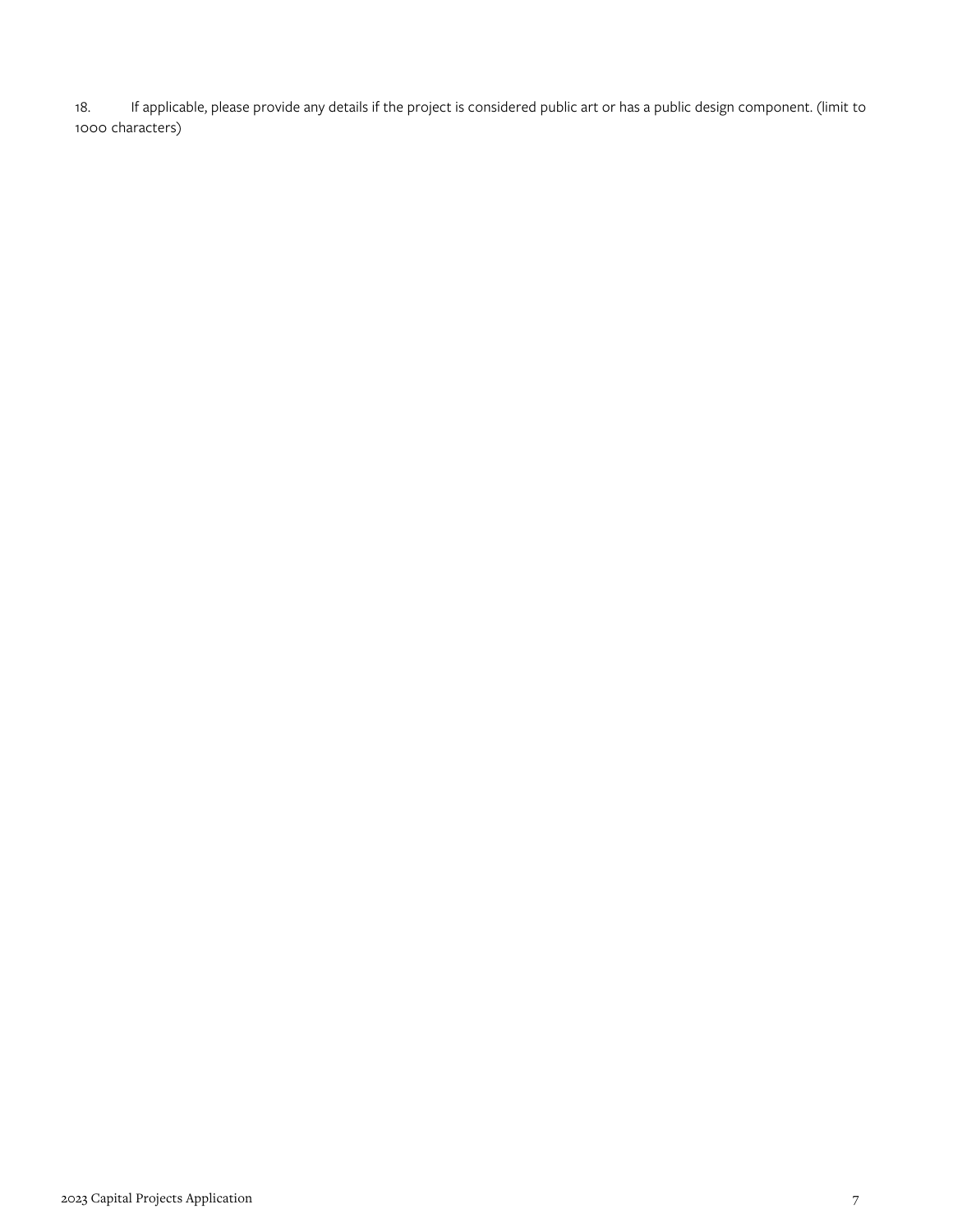18. If applicable, please provide any details if the project is considered public art or has a public design component. (limit to 1000 characters)